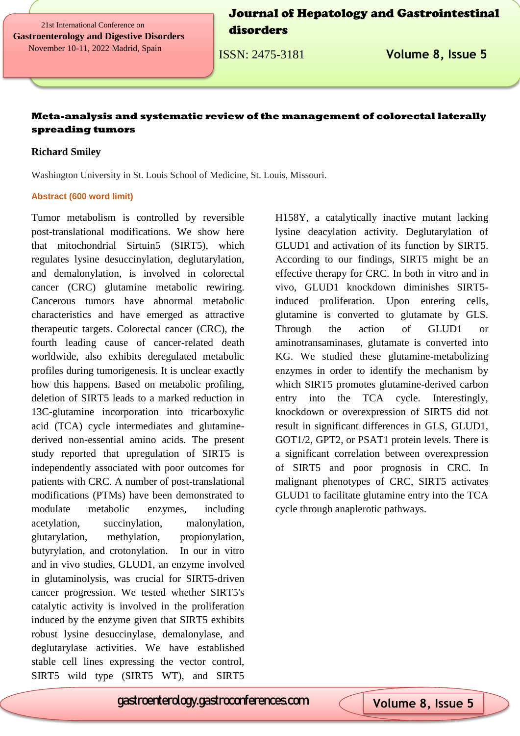# Meta-analysis and systematic review of the management of colorectal laterally spreading tumors

**Richard Smiley**

Washington University in St. Louis School of Medicine, St. Louis, Missouri.

**Abstract (600 word limit)**

Tumor metabolism is controlled by reversible post-translational modifications. We show here that mitochondrial Sirtuin5 (SIRT5), which regulates lysine desuccinylation, deglutarylation, and demalonylation, is involved in colorectal cancer (CRC) glutamine metabolic rewiring. Cancerous tumors have abnormal metabolic characteristics and have emerged as attractive therapeutic targets. Colorectal cancer (CRC), the fourth leading cause of cancer-related death worldwide, also exhibits deregulated metabolic profiles during tumorigenesis. It is unclear exactly how this happens. Based on metabolic profiling, deletion of SIRT5 leads to a marked reduction in 13C-glutamine incorporation into tricarboxylic acid (TCA) cycle intermediates and glutamine-derived non-essential amino acids. The present study reported that upregulation of SIRT5 is independently associated with poor outcomes for patients with CRC. A number of post-translational modifications (PTMs) have been demonstrated to modulate metabolic enzymes, including acetylation, succinylation, malonylation, glutarylation, methylation, propionylation, butyrylation, and crotonylation. In our in vitro and in vivo studies, GLUD1, an enzyme involved in glutaminolysis, was crucial for SIRT5-driven cancer progression. We tested whether SIRT5's catalytic activity is involved in the proliferation induced by the enzyme given that SIRT5 exhibits robust lysine desuccinylase, demalonylase, and deglutarylase activities. We have established stable cell lines expressing the vector control, SIRT5 wild type (SIRT5 WT), and SIRT5 H158Y, a catalytically inactive mutant lacking lysine deacylation activity. Deglutarylation of GLUD1 and activation of its function by SIRT5. According to our findings, SIRT5 might be an effective therapy for CRC. In both in vitro and in vivo, GLUD1 knockdown diminishes SIRT5-induced proliferation. Upon entering cells, glutamine is converted to glutamate by GLS. Through the action of GLUD1 or aminotransaminases, glutamate is converted into KG. We studied these glutamine-metabolizing enzymes in order to identify the mechanism by which SIRT5 promotes glutamine-derived carbon entry into the TCA cycle. Interestingly, knockdown or overexpression of SIRT5 did not result in significant differences in GLS, GLUD1, GOT1/2, GPT2, or PSAT1 protein levels. There is a significant correlation between overexpression of SIRT5 and poor prognosis in CRC. In malignant phenotypes of CRC, SIRT5 activates GLUD1 to facilitate glutamine entry into the TCA cycle through anaplerotic pathways.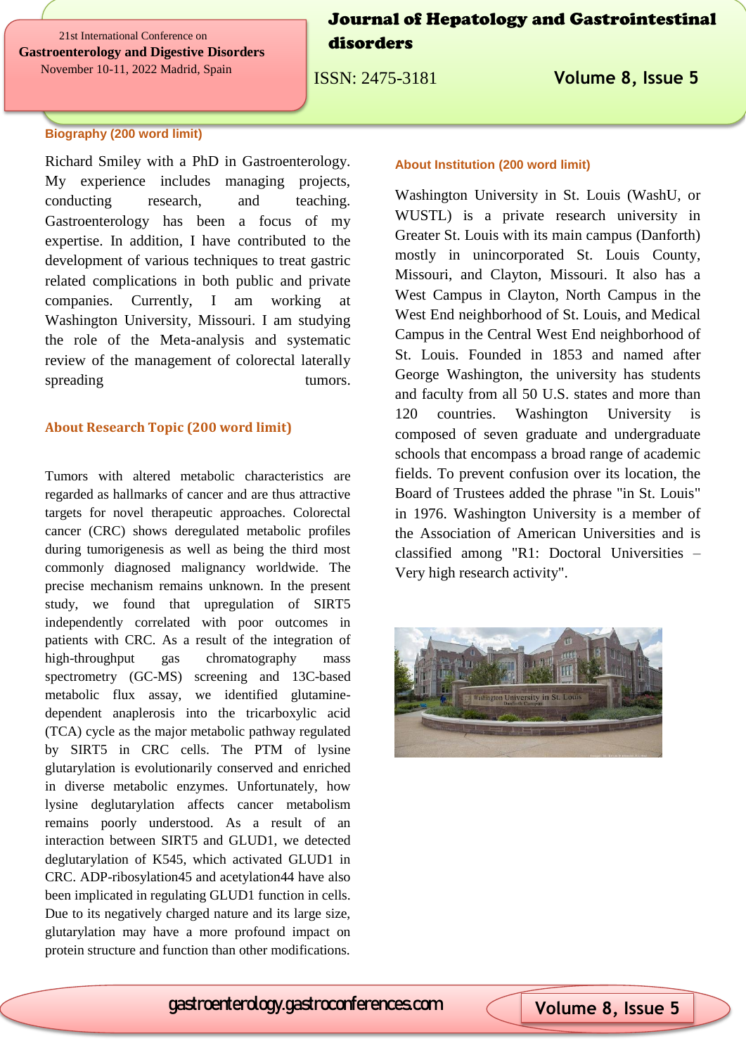### Biography (200 word limit)

Richard Smiley with a PhD in Gastroenterology. My experience includes managing projects, conducting research, and teaching. Gastroenterology has been a focus of my expertise. In addition, I have contributed to the development of various techniques to treat gastric related complications in both public and private companies. Currently, I am working at Washington University, Missouri. I am studying the role of the Meta-analysis and systematic review of the management of colorectal laterally spreading tumors.

### About Research Topic (200 word limit)

Tumors with altered metabolic characteristics are regarded as hallmarks of cancer and are thus attractive targets for novel therapeutic approaches. Colorectal cancer (CRC) shows deregulated metabolic profiles during tumorigenesis as well as being the third most commonly diagnosed malignancy worldwide. The precise mechanism remains unknown. In the present study, we found that upregulation of SIRT5 independently correlated with poor outcomes in patients with CRC. As a result of the integration of high-throughput gas chromatography mass spectrometry (GC-MS) screening and 13C-based metabolic flux assay, we identified glutamine-dependent anaplerosis into the tricarboxylic acid (TCA) cycle as the major metabolic pathway regulated by SIRT5 in CRC cells. The PTM of lysine glutarylation is evolutionarily conserved and enriched in diverse metabolic enzymes. Unfortunately, how lysine deglutarylation affects cancer metabolism remains poorly understood. As a result of an interaction between SIRT5 and GLUD1, we detected deglutarylation of K545, which activated GLUD1 in CRC. ADP-ribosylation45 and acetylation44 have also been implicated in regulating GLUD1 function in cells. Due to its negatively charged nature and its large size, glutarylation may have a more profound impact on protein structure and function than other modifications.

### About Institution (200 word limit)

Washington University in St. Louis (WashU, or WUSTL) is a private research university in Greater St. Louis with its main campus (Danforth) mostly in unincorporated St. Louis County, Missouri, and Clayton, Missouri. It also has a West Campus in Clayton, North Campus in the West End neighborhood of St. Louis, and Medical Campus in the Central West End neighborhood of St. Louis. Founded in 1853 and named after George Washington, the university has students and faculty from all 50 U.S. states and more than 120 countries. Washington University is composed of seven graduate and undergraduate schools that encompass a broad range of academic fields. To prevent confusion over its location, the Board of Trustees added the phrase "in St. Louis" in 1976. Washington University is a member of the Association of American Universities and is classified among "R1: Doctoral Universities – Very high research activity".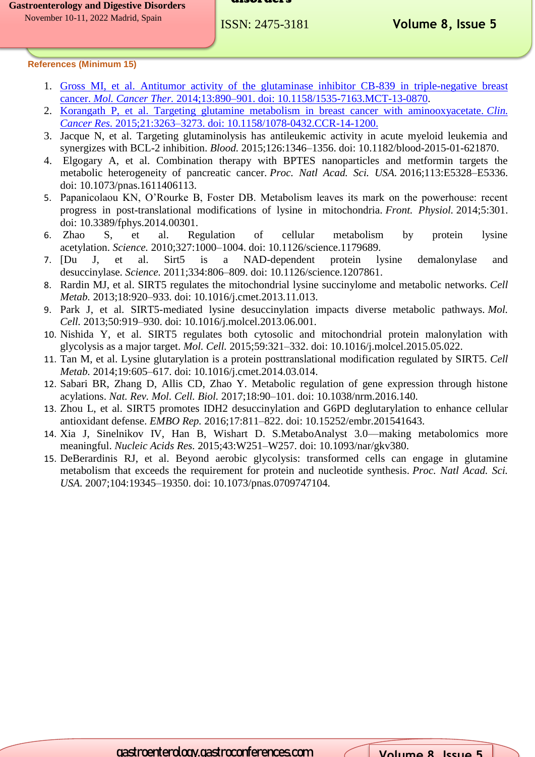**References (Minimum 15)**

1. Gross MI, et al. Antitumor activity of the glutaminase inhibitor CB-839 in triple-negative breast cancer. *Mol. Cancer Ther.* 2014;13:890–901. doi: 10.1158/1535-7163.MCT-13-0870.
2. Korangath P, et al. Targeting glutamine metabolism in breast cancer with aminooxyacetate. *Clin. Cancer Res.* 2015;21:3263–3273. doi: 10.1158/1078-0432.CCR-14-1200.
3. Jacque N, et al. Targeting glutaminolysis has antileukemic activity in acute myeloid leukemia and synergizes with BCL-2 inhibition. *Blood.* 2015;126:1346–1356. doi: 10.1182/blood-2015-01-621870.
4. Elgogary A, et al. Combination therapy with BPTES nanoparticles and metformin targets the metabolic heterogeneity of pancreatic cancer. *Proc. Natl Acad. Sci. USA.* 2016;113:E5328–E5336. doi: 10.1073/pnas.1611406113.
5. Papanicolaou KN, O'Rourke B, Foster DB. Metabolism leaves its mark on the powerhouse: recent progress in post-translational modifications of lysine in mitochondria. *Front. Physiol.* 2014;5:301. doi: 10.3389/fphys.2014.00301.
6. Zhao S, et al. Regulation of cellular metabolism by protein lysine acetylation. *Science.* 2010;327:1000–1004. doi: 10.1126/science.1179689.
7. [Du J, et al. Sirt5 is a NAD-dependent protein lysine demalonylase and desuccinylase. *Science.* 2011;334:806–809. doi: 10.1126/science.1207861.
8. Rardin MJ, et al. SIRT5 regulates the mitochondrial lysine succinylome and metabolic networks. *Cell Metab.* 2013;18:920–933. doi: 10.1016/j.cmet.2013.11.013.
9. Park J, et al. SIRT5-mediated lysine desuccinylation impacts diverse metabolic pathways. *Mol. Cell.* 2013;50:919–930. doi: 10.1016/j.molcel.2013.06.001.
10. Nishida Y, et al. SIRT5 regulates both cytosolic and mitochondrial protein malonylation with glycolysis as a major target. *Mol. Cell.* 2015;59:321–332. doi: 10.1016/j.molcel.2015.05.022.
11. Tan M, et al. Lysine glutarylation is a protein posttranslational modification regulated by SIRT5. *Cell Metab.* 2014;19:605–617. doi: 10.1016/j.cmet.2014.03.014.
12. Sabari BR, Zhang D, Allis CD, Zhao Y. Metabolic regulation of gene expression through histone acylations. *Nat. Rev. Mol. Cell. Biol.* 2017;18:90–101. doi: 10.1038/nrm.2016.140.
13. Zhou L, et al. SIRT5 promotes IDH2 desuccinylation and G6PD deglutarylation to enhance cellular antioxidant defense. *EMBO Rep.* 2016;17:811–822. doi: 10.15252/embr.201541643.
14. Xia J, Sinelnikov IV, Han B, Wishart D. S.MetaboAnalyst 3.0—making metabolomics more meaningful. *Nucleic Acids Res.* 2015;43:W251–W257. doi: 10.1093/nar/gkv380.
15. DeBerardinis RJ, et al. Beyond aerobic glycolysis: transformed cells can engage in glutamine metabolism that exceeds the requirement for protein and nucleotide synthesis. *Proc. Natl Acad. Sci. USA.* 2007;104:19345–19350. doi: 10.1073/pnas.0709747104.